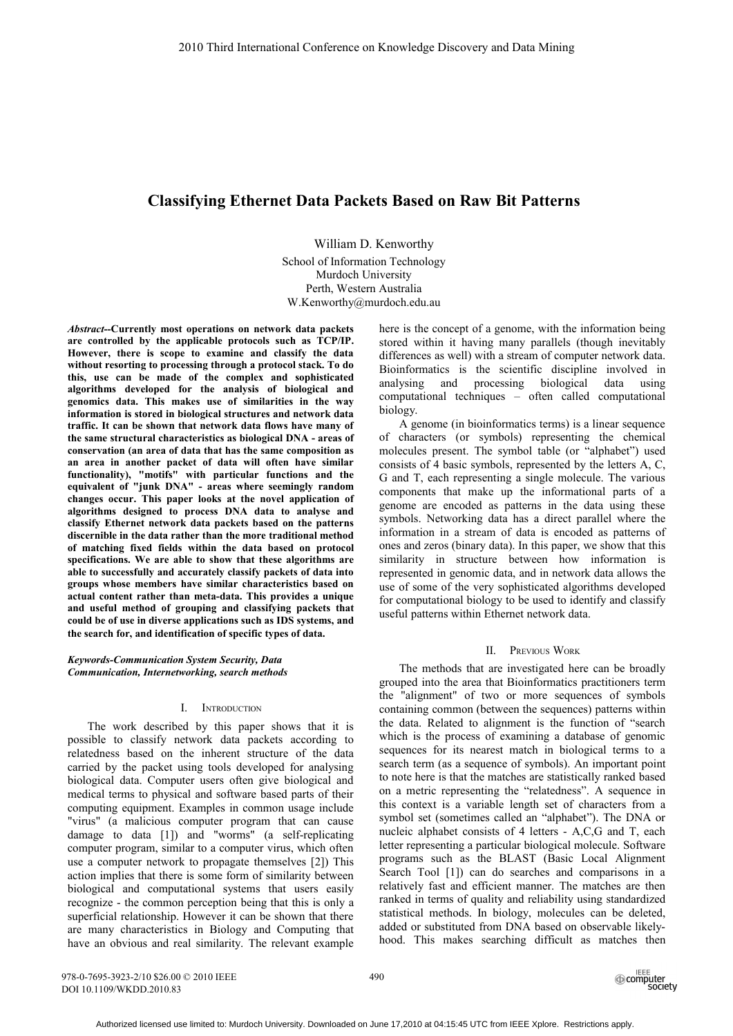# Classifying Ethernet Data Packets Based on Raw Bit Patterns

William D. Kenworthy

School of Information Technology
Murdoch University
Perth, Western Australia
W.Kenworthy@murdoch.edu.au

***Abstract*--Currently most operations on network data packets are controlled by the applicable protocols such as TCP/IP. However, there is scope to examine and classify the data without resorting to processing through a protocol stack. To do this, use can be made of the complex and sophisticated algorithms developed for the analysis of biological and genomics data. This makes use of similarities in the way information is stored in biological structures and network data traffic. It can be shown that network data flows have many of the same structural characteristics as biological DNA - areas of conservation (an area of data that has the same composition as an area in another packet of data will often have similar functionality), "motifs" with particular functions and the equivalent of "junk DNA" - areas where seemingly random changes occur. This paper looks at the novel application of algorithms designed to process DNA data to analyse and classify Ethernet network data packets based on the patterns discernible in the data rather than the more traditional method of matching fixed fields within the data based on protocol specifications. We are able to show that these algorithms are able to successfully and accurately classify packets of data into groups whose members have similar characteristics based on actual content rather than meta-data. This provides a unique and useful method of grouping and classifying packets that could be of use in diverse applications such as IDS systems, and the search for, and identification of specific types of data.**

***Keywords-Communication System Security, Data Communication, Internetworking, search methods***

## I. Introduction

The work described by this paper shows that it is possible to classify network data packets according to relatedness based on the inherent structure of the data carried by the packet using tools developed for analysing biological data. Computer users often give biological and medical terms to physical and software based parts of their computing equipment. Examples in common usage include "virus" (a malicious computer program that can cause damage to data [1]) and "worms" (a self-replicating computer program, similar to a computer virus, which often use a computer network to propagate themselves [2]) This action implies that there is some form of similarity between biological and computational systems that users easily recognize - the common perception being that this is only a superficial relationship. However it can be shown that there are many characteristics in Biology and Computing that have an obvious and real similarity. The relevant example here is the concept of a genome, with the information being stored within it having many parallels (though inevitably differences as well) with a stream of computer network data. Bioinformatics is the scientific discipline involved in analysing and processing biological data using computational techniques – often called computational biology.

A genome (in bioinformatics terms) is a linear sequence of characters (or symbols) representing the chemical molecules present. The symbol table (or "alphabet") used consists of 4 basic symbols, represented by the letters A, C, G and T, each representing a single molecule. The various components that make up the informational parts of a genome are encoded as patterns in the data using these symbols. Networking data has a direct parallel where the information in a stream of data is encoded as patterns of ones and zeros (binary data). In this paper, we show that this similarity in structure between how information is represented in genomic data, and in network data allows the use of some of the very sophisticated algorithms developed for computational biology to be used to identify and classify useful patterns within Ethernet network data.

## II. Previous Work

The methods that are investigated here can be broadly grouped into the area that Bioinformatics practitioners term the "alignment" of two or more sequences of symbols containing common (between the sequences) patterns within the data. Related to alignment is the function of "search which is the process of examining a database of genomic sequences for its nearest match in biological terms to a search term (as a sequence of symbols). An important point to note here is that the matches are statistically ranked based on a metric representing the "relatedness". A sequence in this context is a variable length set of characters from a symbol set (sometimes called an "alphabet"). The DNA or nucleic alphabet consists of 4 letters - A,C,G and T, each letter representing a particular biological molecule. Software programs such as the BLAST (Basic Local Alignment Search Tool [1]) can do searches and comparisons in a relatively fast and efficient manner. The matches are then ranked in terms of quality and reliability using standardized statistical methods. In biology, molecules can be deleted, added or substituted from DNA based on observable likely-hood. This makes searching difficult as matches then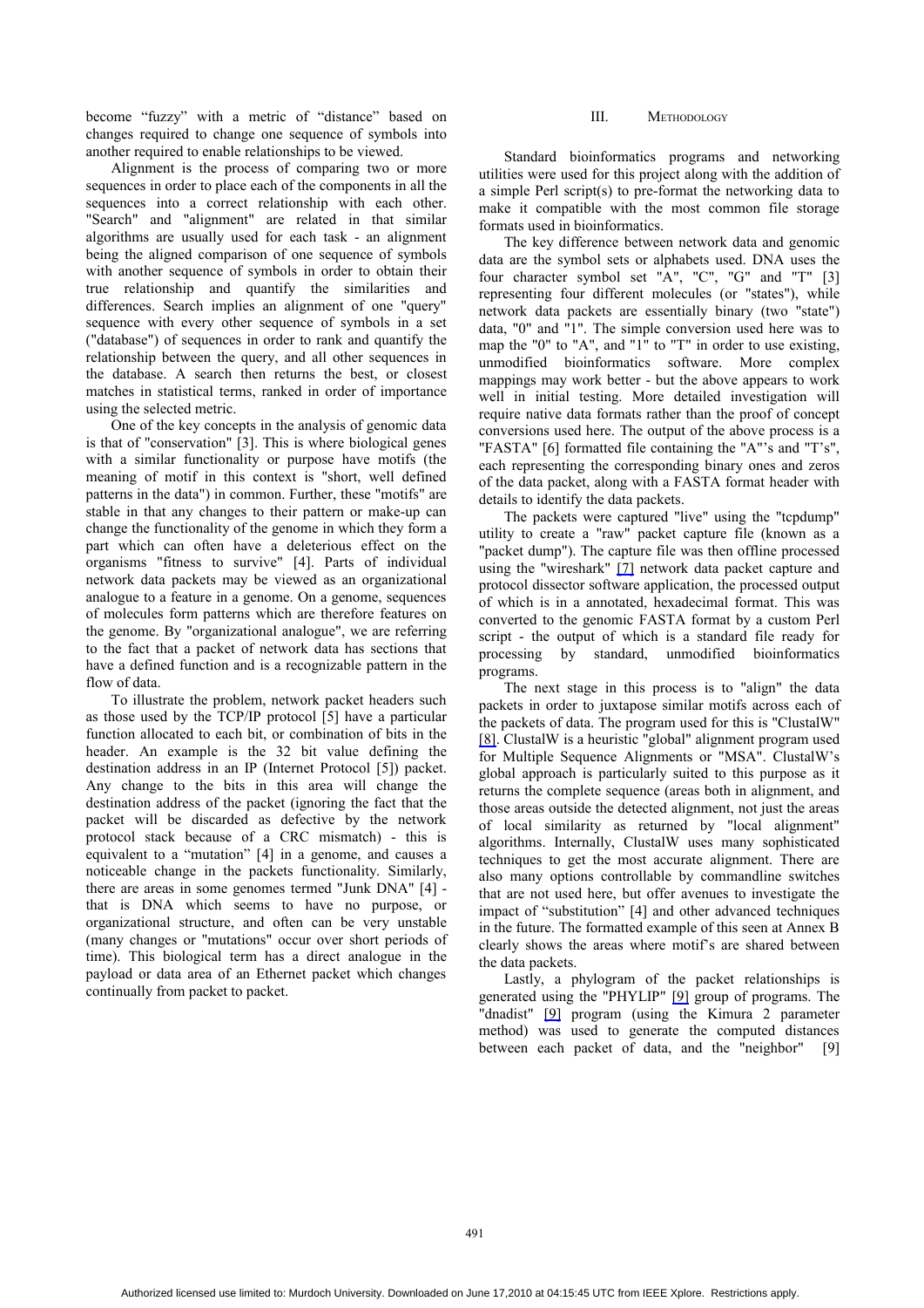become "fuzzy" with a metric of "distance" based on changes required to change one sequence of symbols into another required to enable relationships to be viewed.

Alignment is the process of comparing two or more sequences in order to place each of the components in all the sequences into a correct relationship with each other. "Search" and "alignment" are related in that similar algorithms are usually used for each task - an alignment being the aligned comparison of one sequence of symbols with another sequence of symbols in order to obtain their true relationship and quantify the similarities and differences. Search implies an alignment of one "query" sequence with every other sequence of symbols in a set ("database") of sequences in order to rank and quantify the relationship between the query, and all other sequences in the database. A search then returns the best, or closest matches in statistical terms, ranked in order of importance using the selected metric.

One of the key concepts in the analysis of genomic data is that of "conservation" [3]. This is where biological genes with a similar functionality or purpose have motifs (the meaning of motif in this context is "short, well defined patterns in the data") in common. Further, these "motifs" are stable in that any changes to their pattern or make-up can change the functionality of the genome in which they form a part which can often have a deleterious effect on the organisms "fitness to survive" [4]. Parts of individual network data packets may be viewed as an organizational analogue to a feature in a genome. On a genome, sequences of molecules form patterns which are therefore features on the genome. By "organizational analogue", we are referring to the fact that a packet of network data has sections that have a defined function and is a recognizable pattern in the flow of data.

To illustrate the problem, network packet headers such as those used by the TCP/IP protocol [5] have a particular function allocated to each bit, or combination of bits in the header. An example is the 32 bit value defining the destination address in an IP (Internet Protocol [5]) packet. Any change to the bits in this area will change the destination address of the packet (ignoring the fact that the packet will be discarded as defective by the network protocol stack because of a CRC mismatch) - this is equivalent to a "mutation" [4] in a genome, and causes a noticeable change in the packets functionality. Similarly, there are areas in some genomes termed "Junk DNA" [4] - that is DNA which seems to have no purpose, or organizational structure, and often can be very unstable (many changes or "mutations" occur over short periods of time). This biological term has a direct analogue in the payload or data area of an Ethernet packet which changes continually from packet to packet.

## III. Methodology

Standard bioinformatics programs and networking utilities were used for this project along with the addition of a simple Perl script(s) to pre-format the networking data to make it compatible with the most common file storage formats used in bioinformatics.

The key difference between network data and genomic data are the symbol sets or alphabets used. DNA uses the four character symbol set "A", "C", "G" and "T" [3] representing four different molecules (or "states"), while network data packets are essentially binary (two "state") data, "0" and "1". The simple conversion used here was to map the "0" to "A", and "1" to "T" in order to use existing, unmodified bioinformatics software. More complex mappings may work better - but the above appears to work well in initial testing. More detailed investigation will require native data formats rather than the proof of concept conversions used here. The output of the above process is a "FASTA" [6] formatted file containing the "A"'s and "T's", each representing the corresponding binary ones and zeros of the data packet, along with a FASTA format header with details to identify the data packets.

The packets were captured "live" using the "tcpdump" utility to create a "raw" packet capture file (known as a "packet dump"). The capture file was then offline processed using the "wireshark" [7] network data packet capture and protocol dissector software application, the processed output of which is in a annotated, hexadecimal format. This was converted to the genomic FASTA format by a custom Perl script - the output of which is a standard file ready for processing by standard, unmodified bioinformatics programs.

The next stage in this process is to "align" the data packets in order to juxtapose similar motifs across each of the packets of data. The program used for this is "ClustalW" [8]. ClustalW is a heuristic "global" alignment program used for Multiple Sequence Alignments or "MSA". ClustalW's global approach is particularly suited to this purpose as it returns the complete sequence (areas both in alignment, and those areas outside the detected alignment, not just the areas of local similarity as returned by "local alignment" algorithms. Internally, ClustalW uses many sophisticated techniques to get the most accurate alignment. There are also many options controllable by commandline switches that are not used here, but offer avenues to investigate the impact of "substitution" [4] and other advanced techniques in the future. The formatted example of this seen at Annex B clearly shows the areas where motif's are shared between the data packets.

Lastly, a phylogram of the packet relationships is generated using the "PHYLIP" [9] group of programs. The "dnadist" [9] program (using the Kimura 2 parameter method) was used to generate the computed distances between each packet of data, and the "neighbor" [9]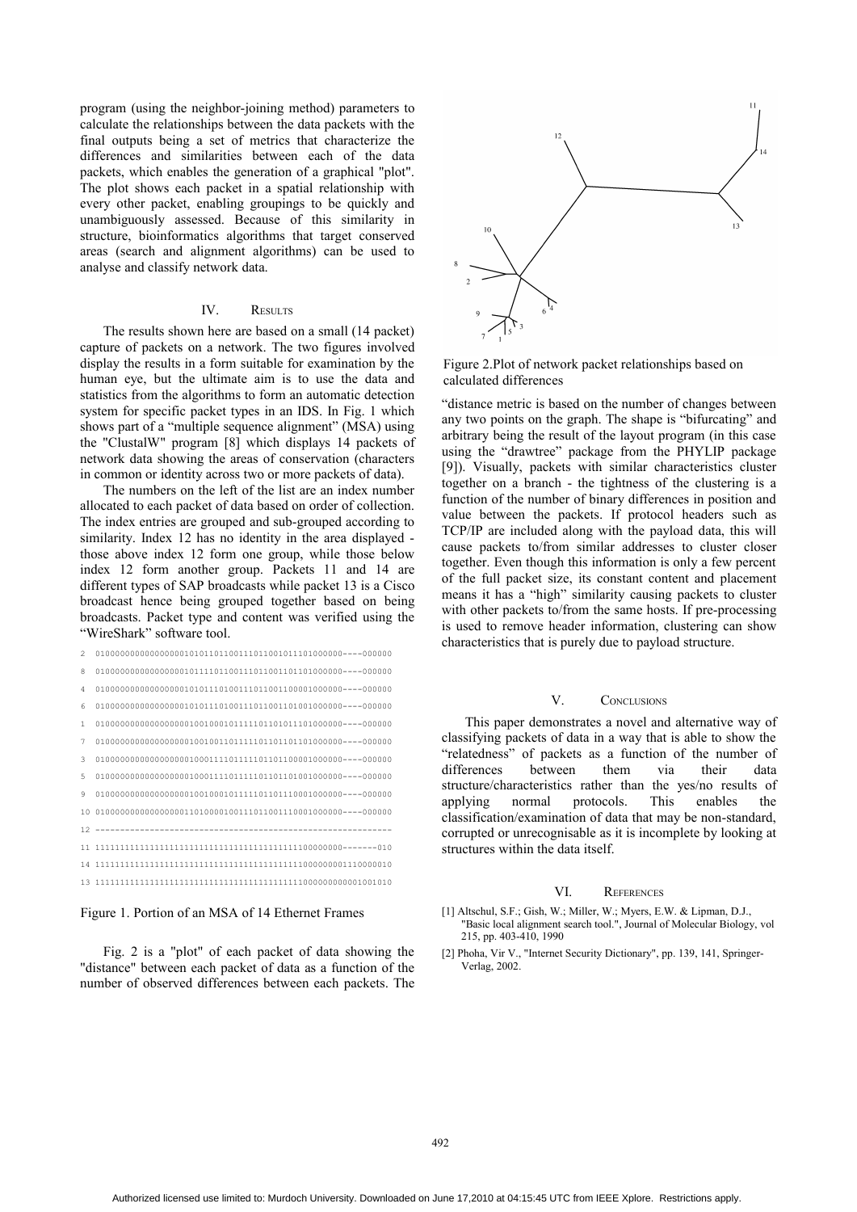program (using the neighbor-joining method) parameters to calculate the relationships between the data packets with the final outputs being a set of metrics that characterize the differences and similarities between each of the data packets, which enables the generation of a graphical "plot". The plot shows each packet in a spatial relationship with every other packet, enabling groupings to be quickly and unambiguously assessed. Because of this similarity in structure, bioinformatics algorithms that target conserved areas (search and alignment algorithms) can be used to analyse and classify network data.

## IV. Results

The results shown here are based on a small (14 packet) capture of packets on a network. The two figures involved display the results in a form suitable for examination by the human eye, but the ultimate aim is to use the data and statistics from the algorithms to form an automatic detection system for specific packet types in an IDS. In Fig. 1 which shows part of a "multiple sequence alignment" (MSA) using the "ClustalW" program [8] which displays 14 packets of network data showing the areas of conservation (characters in common or identity across two or more packets of data).

The numbers on the left of the list are an index number allocated to each packet of data based on order of collection. The index entries are grouped and sub-grouped according to similarity. Index 12 has no identity in the area displayed - those above index 12 form one group, while those below index 12 form another group. Packets 11 and 14 are different types of SAP broadcasts while packet 13 is a Cisco broadcast hence being grouped together based on being broadcasts. Packet type and content was verified using the "WireShark" software tool.

```
2  0100000000000000000101011011001110110010111010000000----000000
8  0100000000000000000101111011001110110011011010000000----000000
4  0100000000000000000101011101001110110011000010000000----000000
6  0100000000000000000101011101001110110011010010000000----000000
1  0100000000000000000100100010111110110101110100000000----000000
7  0100000000000000000100100110111110110110110100000000----000000
3  0100000000000000000100011110111110110110000010000000----000000
5  0100000000000000000100011110111110110110100100000000----000000
9  0100000000000000000100100010111110110111000100000000----000000
10 0100000000000000000110100001001110110011000100000000----000000
12 ------------------------------------------------------------
11 1111111111111111111111111111111111111111111110000000000-------010
14 1111111111111111111111111111111111111111111110000000001110000010
13 1111111111111111111111111111111111111111111110000000000000001001010
```

Figure 1. Portion of an MSA of 14 Ethernet Frames

Fig. 2 is a "plot" of each packet of data showing the "distance" between each packet of data as a function of the number of observed differences between each packets. The "distance metric is based on the number of changes between any two points on the graph. The shape is "bifurcating" and arbitrary being the result of the layout program (in this case using the "drawtree" package from the PHYLIP package [9]). Visually, packets with similar characteristics cluster together on a branch - the tightness of the clustering is a function of the number of binary differences in position and value between the packets. If protocol headers such as TCP/IP are included along with the payload data, this will cause packets to/from similar addresses to cluster closer together. Even though this information is only a few percent of the full packet size, its constant content and placement means it has a "high" similarity causing packets to cluster with other packets to/from the same hosts. If pre-processing is used to remove header information, clustering can show characteristics that is purely due to payload structure.

Figure 2.Plot of network packet relationships based on calculated differences

## V. Conclusions

This paper demonstrates a novel and alternative way of classifying packets of data in a way that is able to show the "relatedness" of packets as a function of the number of differences between them via their data structure/characteristics rather than the yes/no results of applying normal protocols. This enables the classification/examination of data that may be non-standard, corrupted or unrecognisable as it is incomplete by looking at structures within the data itself.

## VI. References

[1] Altschul, S.F.; Gish, W.; Miller, W.; Myers, E.W. & Lipman, D.J., "Basic local alignment search tool.", Journal of Molecular Biology, vol 215, pp. 403-410, 1990

[2] Phoha, Vir V., "Internet Security Dictionary", pp. 139, 141, Springer-Verlag, 2002.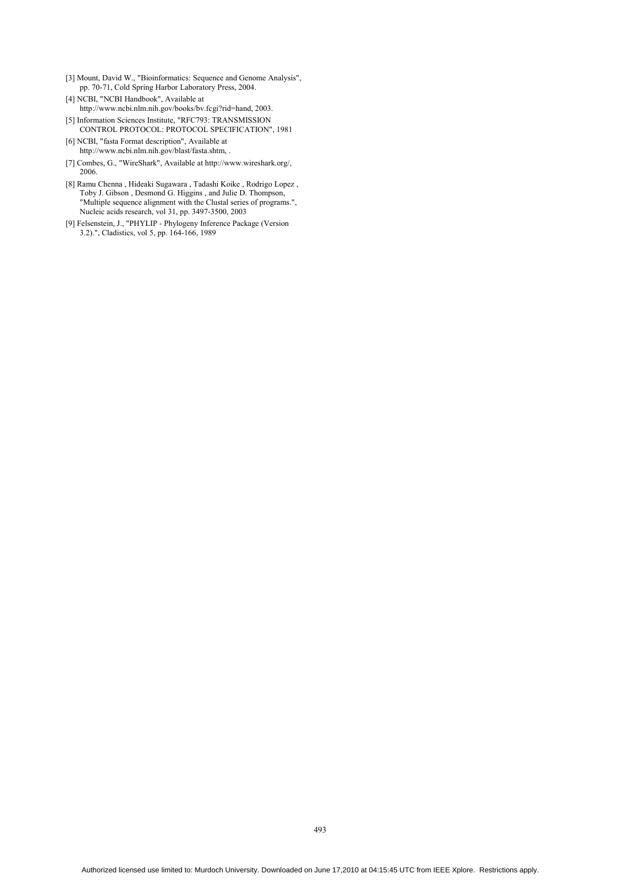[3] Mount, David W., "Bioinformatics: Sequence and Genome Analysis", pp. 70-71, Cold Spring Harbor Laboratory Press, 2004.

[4] NCBI, "NCBI Handbook", Available at http://www.ncbi.nlm.nih.gov/books/bv.fcgi?rid=hand, 2003.

[5] Information Sciences Institute, "RFC793: TRANSMISSION CONTROL PROTOCOL: PROTOCOL SPECIFICATION", 1981

[6] NCBI, "fasta Format description", Available at http://www.ncbi.nlm.nih.gov/blast/fasta.shtm, .

[7] Combes, G., "WireShark", Available at http://www.wireshark.org/, 2006.

[8] Ramu Chenna , Hideaki Sugawara , Tadashi Koike , Rodrigo Lopez , Toby J. Gibson , Desmond G. Higgins , and Julie D. Thompson, "Multiple sequence alignment with the Clustal series of programs.", Nucleic acids research, vol 31, pp. 3497-3500, 2003

[9] Felsenstein, J., "PHYLIP - Phylogeny Inference Package (Version 3.2).", Cladistics, vol 5, pp. 164-166, 1989